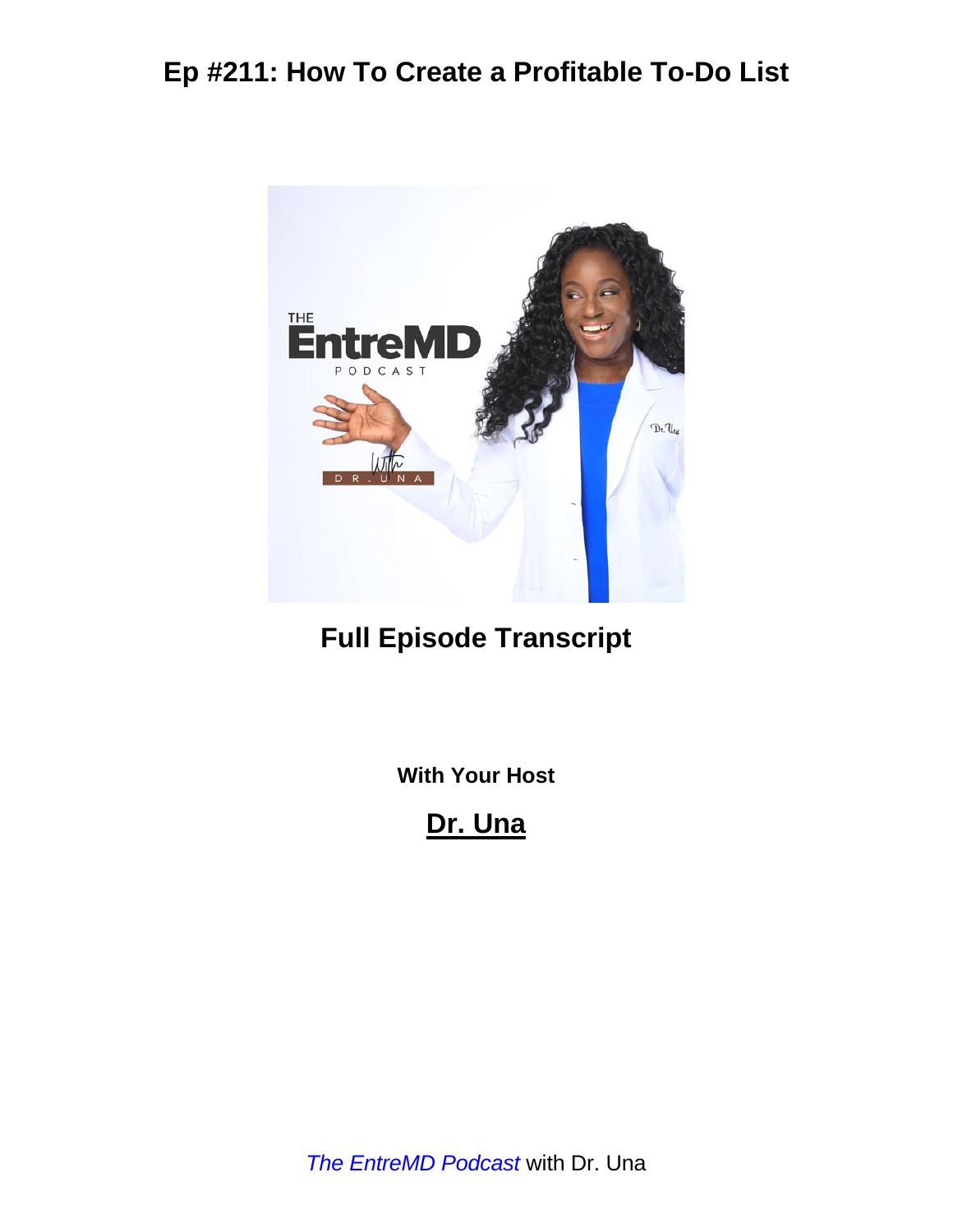# Ep #211: How To Create a Profitable To-Do List

## Full Episode Transcript

**With Your Host**

## Dr. Una

*The EntreMD Podcast* with Dr. Una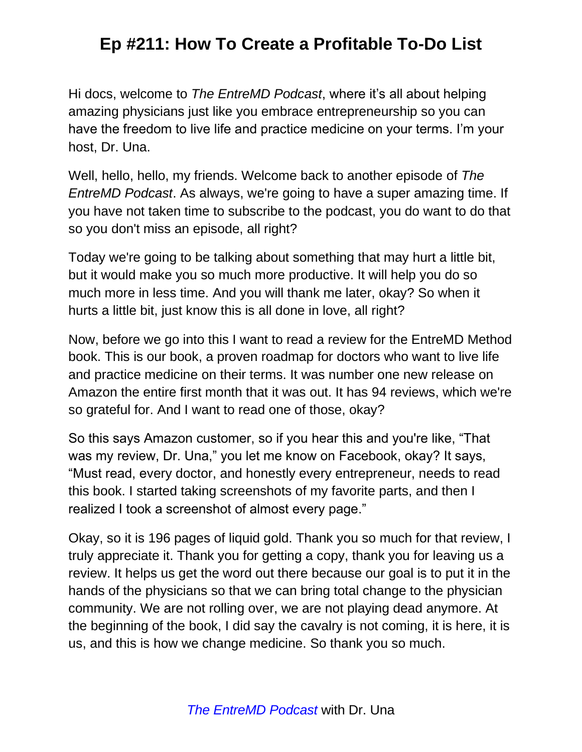Hi docs, welcome to *The EntreMD Podcast*, where it's all about helping amazing physicians just like you embrace entrepreneurship so you can have the freedom to live life and practice medicine on your terms. I'm your host, Dr. Una.

Well, hello, hello, my friends. Welcome back to another episode of *The EntreMD Podcast*. As always, we're going to have a super amazing time. If you have not taken time to subscribe to the podcast, you do want to do that so you don't miss an episode, all right?

Today we're going to be talking about something that may hurt a little bit, but it would make you so much more productive. It will help you do so much more in less time. And you will thank me later, okay? So when it hurts a little bit, just know this is all done in love, all right?

Now, before we go into this I want to read a review for the EntreMD Method book. This is our book, a proven roadmap for doctors who want to live life and practice medicine on their terms. It was number one new release on Amazon the entire first month that it was out. It has 94 reviews, which we're so grateful for. And I want to read one of those, okay?

So this says Amazon customer, so if you hear this and you're like, "That was my review, Dr. Una," you let me know on Facebook, okay? It says, "Must read, every doctor, and honestly every entrepreneur, needs to read this book. I started taking screenshots of my favorite parts, and then I realized I took a screenshot of almost every page."

Okay, so it is 196 pages of liquid gold. Thank you so much for that review, I truly appreciate it. Thank you for getting a copy, thank you for leaving us a review. It helps us get the word out there because our goal is to put it in the hands of the physicians so that we can bring total change to the physician community. We are not rolling over, we are not playing dead anymore. At the beginning of the book, I did say the cavalry is not coming, it is here, it is us, and this is how we change medicine. So thank you so much.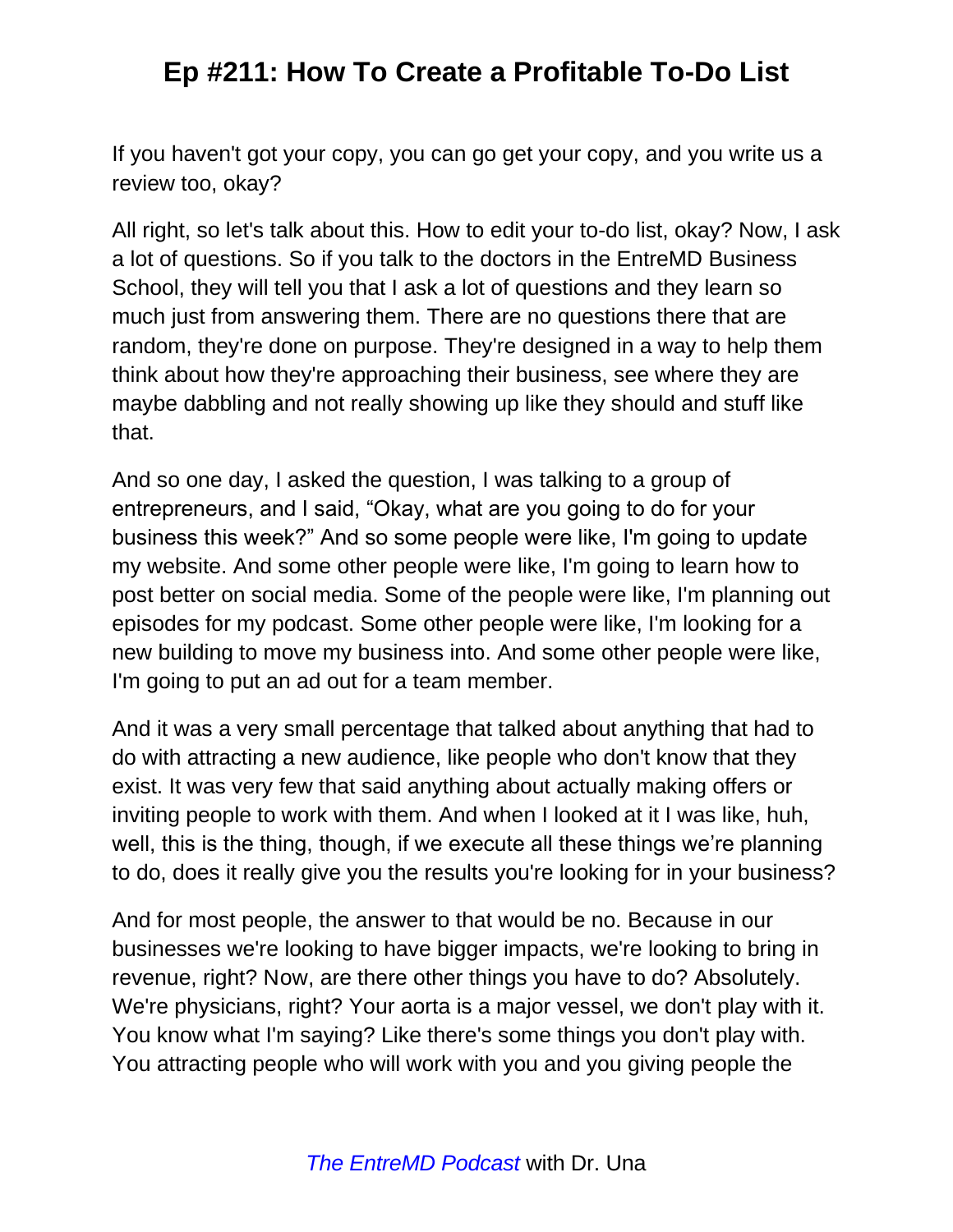If you haven't got your copy, you can go get your copy, and you write us a review too, okay?

All right, so let's talk about this. How to edit your to-do list, okay? Now, I ask a lot of questions. So if you talk to the doctors in the EntreMD Business School, they will tell you that I ask a lot of questions and they learn so much just from answering them. There are no questions there that are random, they're done on purpose. They're designed in a way to help them think about how they're approaching their business, see where they are maybe dabbling and not really showing up like they should and stuff like that.

And so one day, I asked the question, I was talking to a group of entrepreneurs, and I said, "Okay, what are you going to do for your business this week?" And so some people were like, I'm going to update my website. And some other people were like, I'm going to learn how to post better on social media. Some of the people were like, I'm planning out episodes for my podcast. Some other people were like, I'm looking for a new building to move my business into. And some other people were like, I'm going to put an ad out for a team member.

And it was a very small percentage that talked about anything that had to do with attracting a new audience, like people who don't know that they exist. It was very few that said anything about actually making offers or inviting people to work with them. And when I looked at it I was like, huh, well, this is the thing, though, if we execute all these things we're planning to do, does it really give you the results you're looking for in your business?

And for most people, the answer to that would be no. Because in our businesses we're looking to have bigger impacts, we're looking to bring in revenue, right? Now, are there other things you have to do? Absolutely. We're physicians, right? Your aorta is a major vessel, we don't play with it. You know what I'm saying? Like there's some things you don't play with. You attracting people who will work with you and you giving people the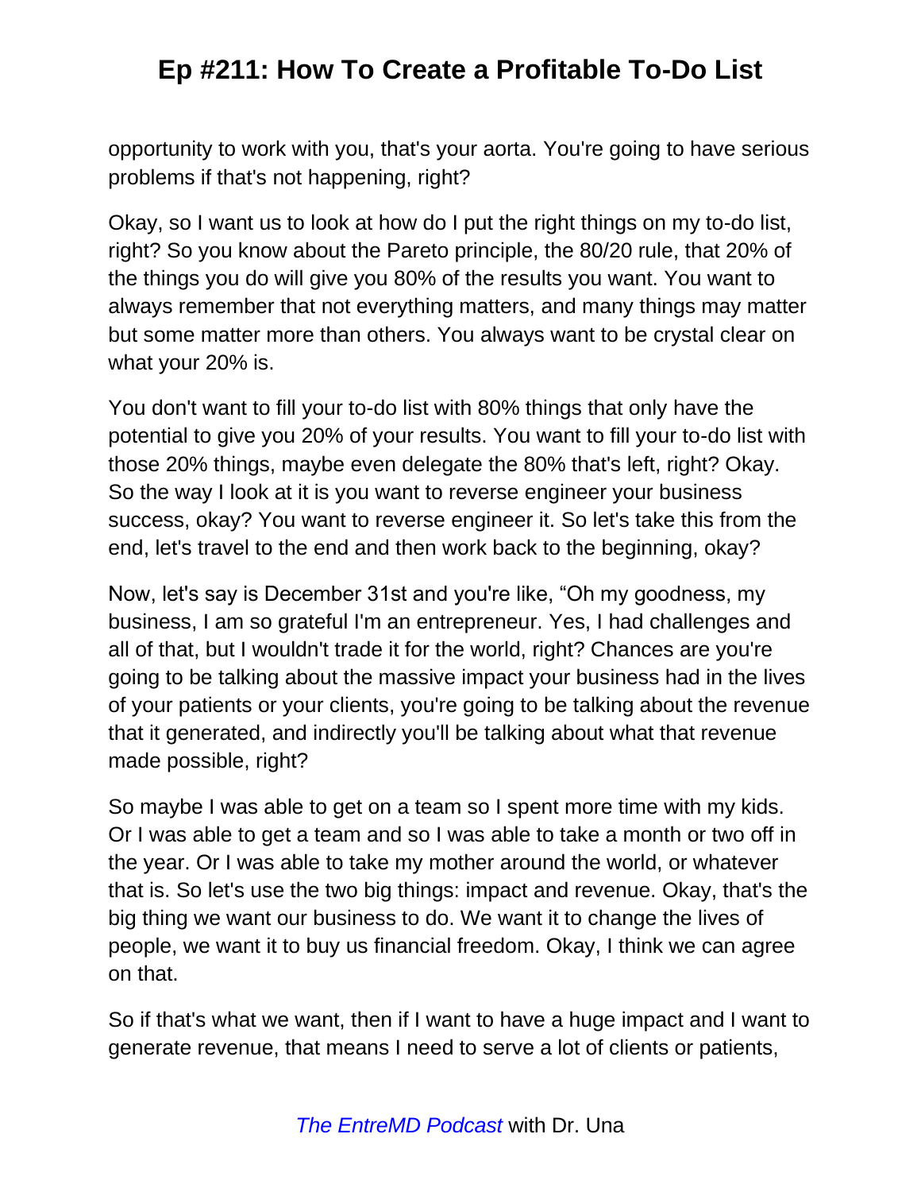opportunity to work with you, that's your aorta. You're going to have serious problems if that's not happening, right?

Okay, so I want us to look at how do I put the right things on my to-do list, right? So you know about the Pareto principle, the 80/20 rule, that 20% of the things you do will give you 80% of the results you want. You want to always remember that not everything matters, and many things may matter but some matter more than others. You always want to be crystal clear on what your 20% is.

You don't want to fill your to-do list with 80% things that only have the potential to give you 20% of your results. You want to fill your to-do list with those 20% things, maybe even delegate the 80% that's left, right? Okay. So the way I look at it is you want to reverse engineer your business success, okay? You want to reverse engineer it. So let's take this from the end, let's travel to the end and then work back to the beginning, okay?

Now, let's say is December 31st and you're like, "Oh my goodness, my business, I am so grateful I'm an entrepreneur. Yes, I had challenges and all of that, but I wouldn't trade it for the world, right? Chances are you're going to be talking about the massive impact your business had in the lives of your patients or your clients, you're going to be talking about the revenue that it generated, and indirectly you'll be talking about what that revenue made possible, right?

So maybe I was able to get on a team so I spent more time with my kids. Or I was able to get a team and so I was able to take a month or two off in the year. Or I was able to take my mother around the world, or whatever that is. So let's use the two big things: impact and revenue. Okay, that's the big thing we want our business to do. We want it to change the lives of people, we want it to buy us financial freedom. Okay, I think we can agree on that.

So if that's what we want, then if I want to have a huge impact and I want to generate revenue, that means I need to serve a lot of clients or patients,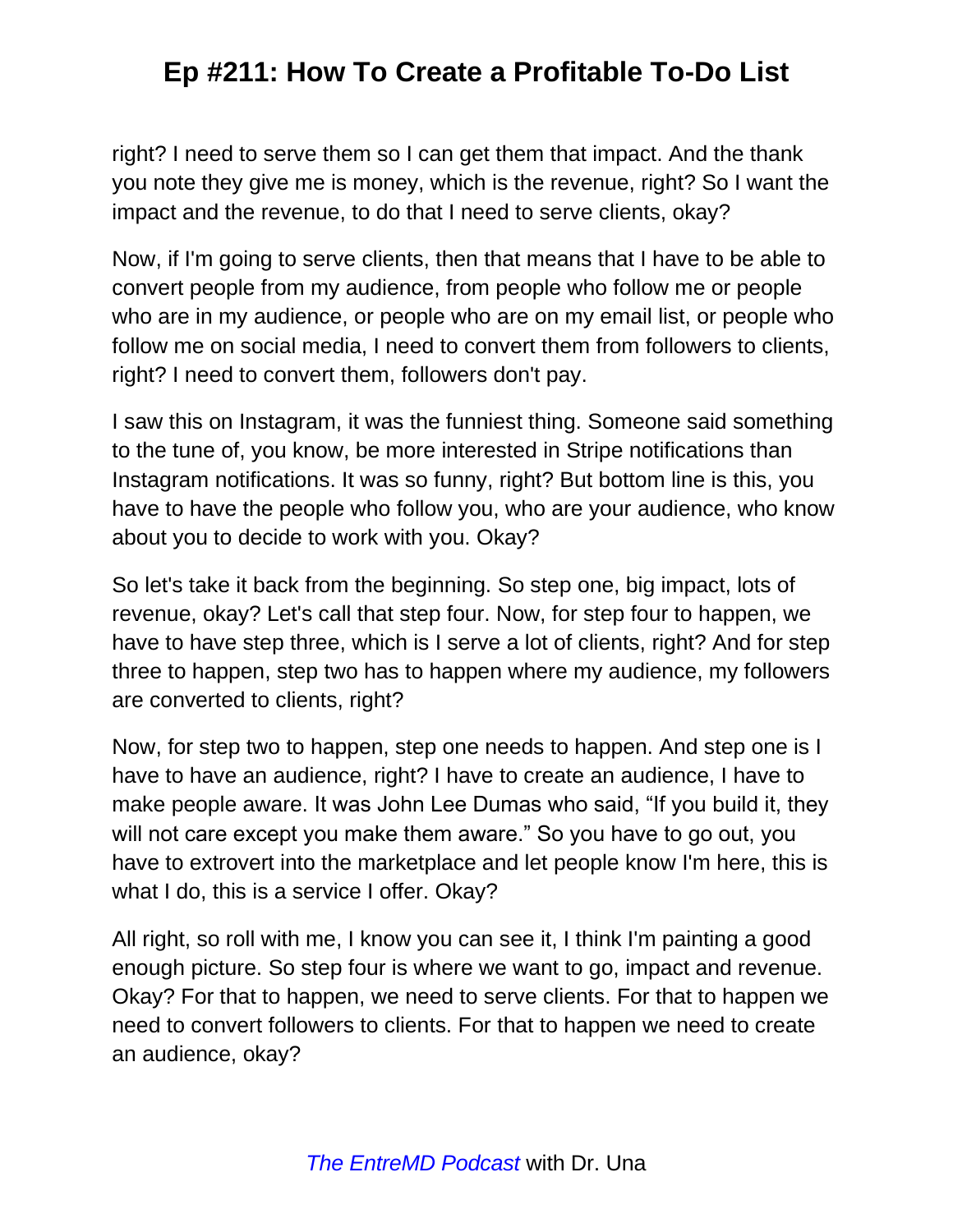right? I need to serve them so I can get them that impact. And the thank you note they give me is money, which is the revenue, right? So I want the impact and the revenue, to do that I need to serve clients, okay?

Now, if I'm going to serve clients, then that means that I have to be able to convert people from my audience, from people who follow me or people who are in my audience, or people who are on my email list, or people who follow me on social media, I need to convert them from followers to clients, right? I need to convert them, followers don't pay.

I saw this on Instagram, it was the funniest thing. Someone said something to the tune of, you know, be more interested in Stripe notifications than Instagram notifications. It was so funny, right? But bottom line is this, you have to have the people who follow you, who are your audience, who know about you to decide to work with you. Okay?

So let's take it back from the beginning. So step one, big impact, lots of revenue, okay? Let's call that step four. Now, for step four to happen, we have to have step three, which is I serve a lot of clients, right? And for step three to happen, step two has to happen where my audience, my followers are converted to clients, right?

Now, for step two to happen, step one needs to happen. And step one is I have to have an audience, right? I have to create an audience, I have to make people aware. It was John Lee Dumas who said, “If you build it, they will not care except you make them aware.” So you have to go out, you have to extrovert into the marketplace and let people know I'm here, this is what I do, this is a service I offer. Okay?

All right, so roll with me, I know you can see it, I think I'm painting a good enough picture. So step four is where we want to go, impact and revenue. Okay? For that to happen, we need to serve clients. For that to happen we need to convert followers to clients. For that to happen we need to create an audience, okay?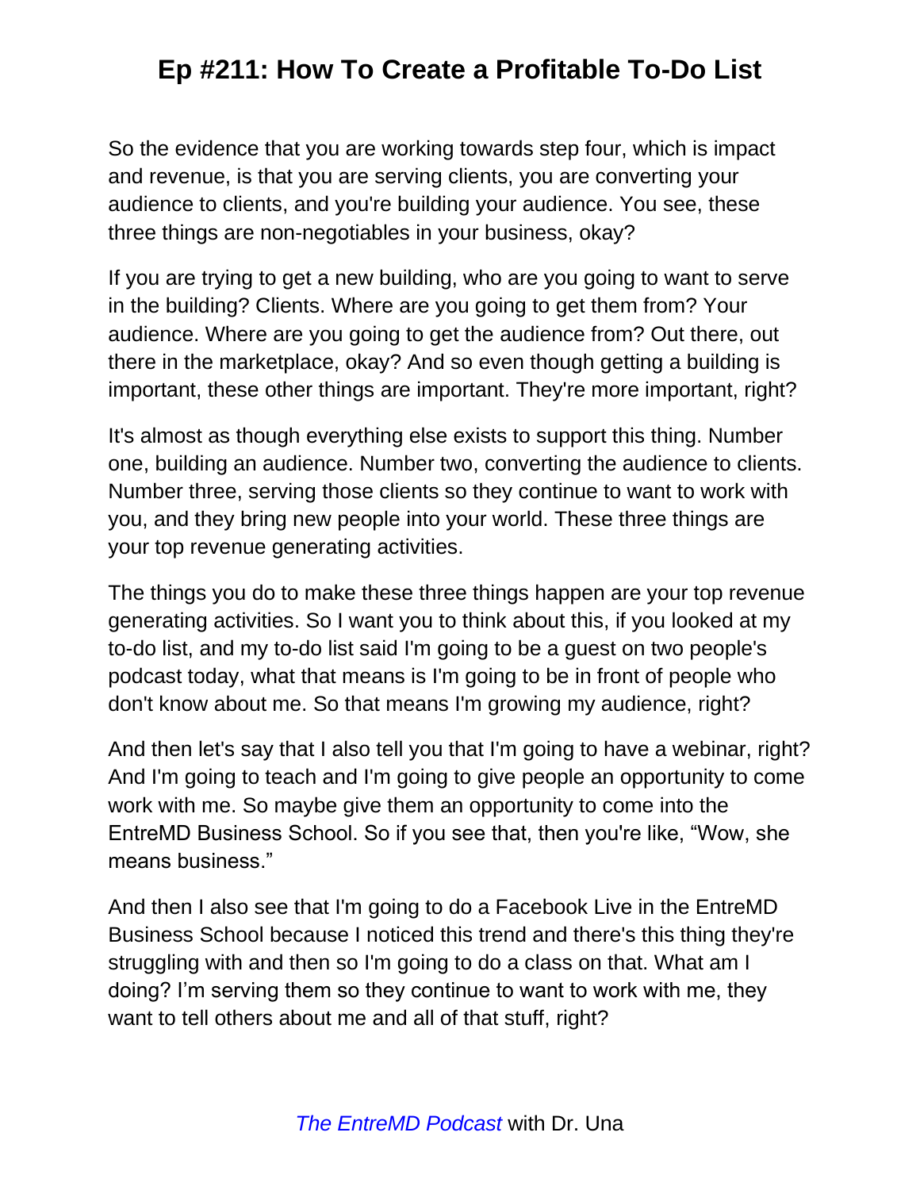So the evidence that you are working towards step four, which is impact and revenue, is that you are serving clients, you are converting your audience to clients, and you're building your audience. You see, these three things are non-negotiables in your business, okay?

If you are trying to get a new building, who are you going to want to serve in the building? Clients. Where are you going to get them from? Your audience. Where are you going to get the audience from? Out there, out there in the marketplace, okay? And so even though getting a building is important, these other things are important. They're more important, right?

It's almost as though everything else exists to support this thing. Number one, building an audience. Number two, converting the audience to clients. Number three, serving those clients so they continue to want to work with you, and they bring new people into your world. These three things are your top revenue generating activities.

The things you do to make these three things happen are your top revenue generating activities. So I want you to think about this, if you looked at my to-do list, and my to-do list said I'm going to be a guest on two people's podcast today, what that means is I'm going to be in front of people who don't know about me. So that means I'm growing my audience, right?

And then let's say that I also tell you that I'm going to have a webinar, right? And I'm going to teach and I'm going to give people an opportunity to come work with me. So maybe give them an opportunity to come into the EntreMD Business School. So if you see that, then you're like, "Wow, she means business."

And then I also see that I'm going to do a Facebook Live in the EntreMD Business School because I noticed this trend and there's this thing they're struggling with and then so I'm going to do a class on that. What am I doing? I'm serving them so they continue to want to work with me, they want to tell others about me and all of that stuff, right?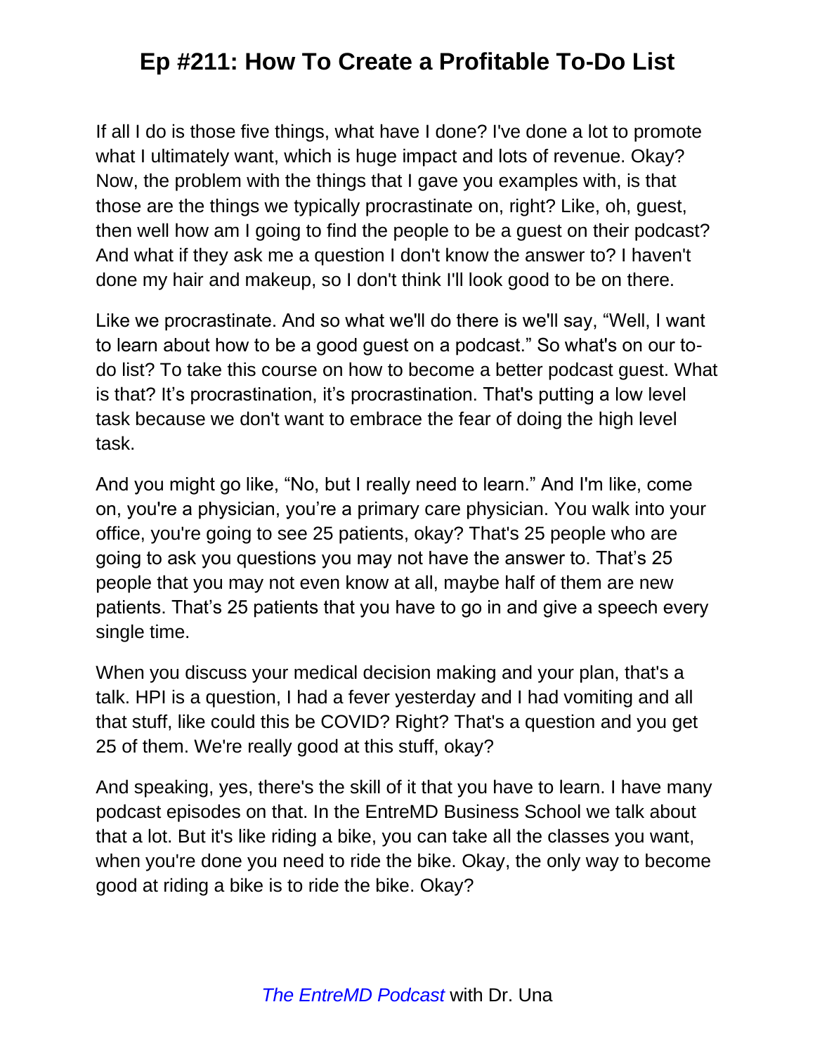If all I do is those five things, what have I done? I've done a lot to promote what I ultimately want, which is huge impact and lots of revenue. Okay? Now, the problem with the things that I gave you examples with, is that those are the things we typically procrastinate on, right? Like, oh, guest, then well how am I going to find the people to be a guest on their podcast? And what if they ask me a question I don't know the answer to? I haven't done my hair and makeup, so I don't think I'll look good to be on there.

Like we procrastinate. And so what we'll do there is we'll say, "Well, I want to learn about how to be a good guest on a podcast." So what's on our to-do list? To take this course on how to become a better podcast guest. What is that? It's procrastination, it's procrastination. That's putting a low level task because we don't want to embrace the fear of doing the high level task.

And you might go like, "No, but I really need to learn." And I'm like, come on, you're a physician, you're a primary care physician. You walk into your office, you're going to see 25 patients, okay? That's 25 people who are going to ask you questions you may not have the answer to. That's 25 people that you may not even know at all, maybe half of them are new patients. That's 25 patients that you have to go in and give a speech every single time.

When you discuss your medical decision making and your plan, that's a talk. HPI is a question, I had a fever yesterday and I had vomiting and all that stuff, like could this be COVID? Right? That's a question and you get 25 of them. We're really good at this stuff, okay?

And speaking, yes, there's the skill of it that you have to learn. I have many podcast episodes on that. In the EntreMD Business School we talk about that a lot. But it's like riding a bike, you can take all the classes you want, when you're done you need to ride the bike. Okay, the only way to become good at riding a bike is to ride the bike. Okay?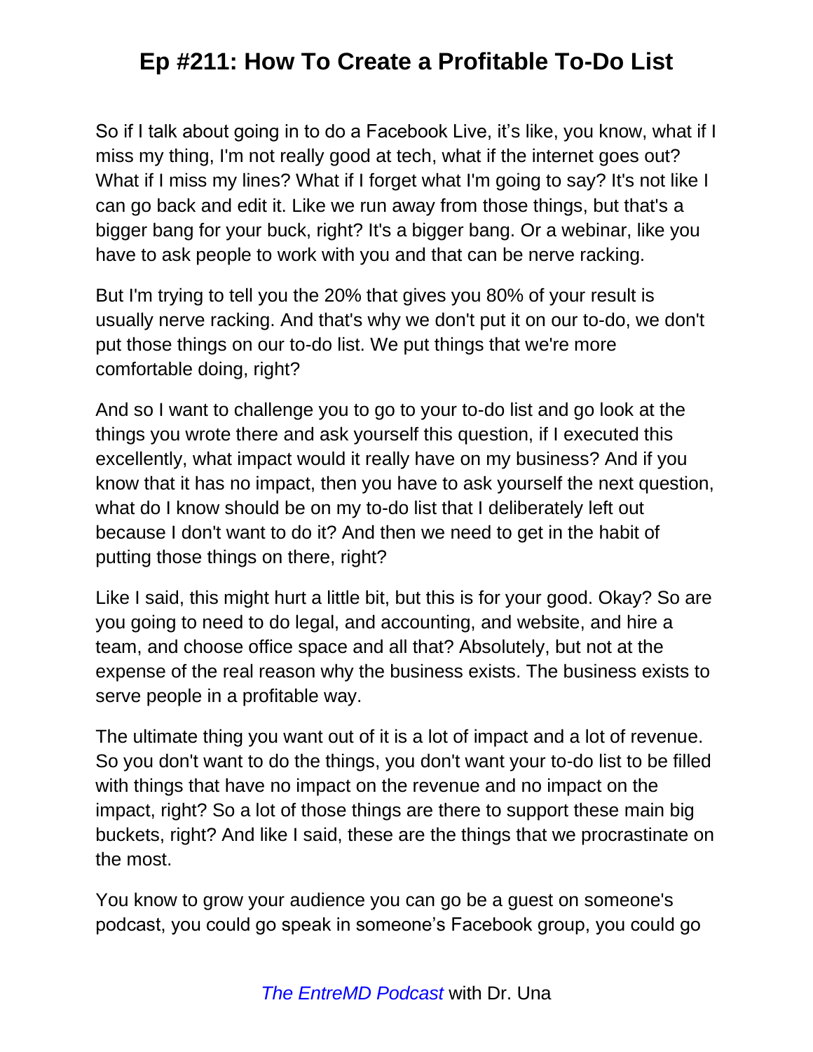So if I talk about going in to do a Facebook Live, it's like, you know, what if I miss my thing, I'm not really good at tech, what if the internet goes out? What if I miss my lines? What if I forget what I'm going to say? It's not like I can go back and edit it. Like we run away from those things, but that's a bigger bang for your buck, right? It's a bigger bang. Or a webinar, like you have to ask people to work with you and that can be nerve racking.

But I'm trying to tell you the 20% that gives you 80% of your result is usually nerve racking. And that's why we don't put it on our to-do, we don't put those things on our to-do list. We put things that we're more comfortable doing, right?

And so I want to challenge you to go to your to-do list and go look at the things you wrote there and ask yourself this question, if I executed this excellently, what impact would it really have on my business? And if you know that it has no impact, then you have to ask yourself the next question, what do I know should be on my to-do list that I deliberately left out because I don't want to do it? And then we need to get in the habit of putting those things on there, right?

Like I said, this might hurt a little bit, but this is for your good. Okay? So are you going to need to do legal, and accounting, and website, and hire a team, and choose office space and all that? Absolutely, but not at the expense of the real reason why the business exists. The business exists to serve people in a profitable way.

The ultimate thing you want out of it is a lot of impact and a lot of revenue. So you don't want to do the things, you don't want your to-do list to be filled with things that have no impact on the revenue and no impact on the impact, right? So a lot of those things are there to support these main big buckets, right? And like I said, these are the things that we procrastinate on the most.

You know to grow your audience you can go be a guest on someone's podcast, you could go speak in someone's Facebook group, you could go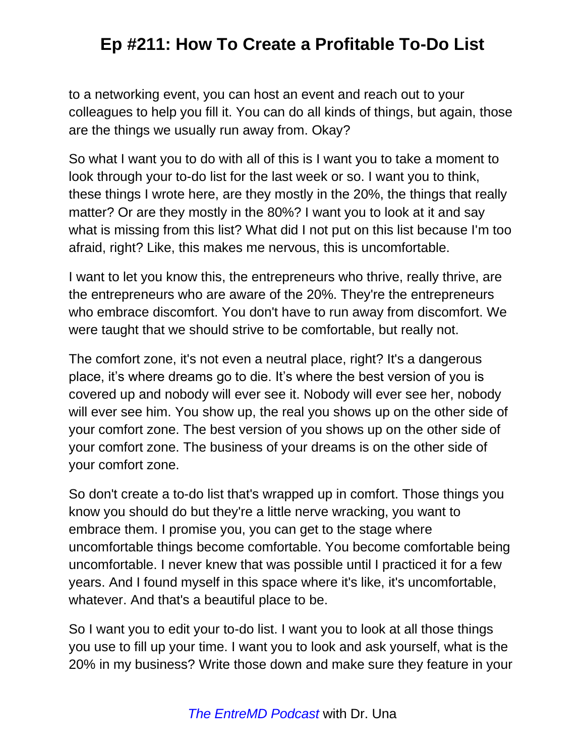to a networking event, you can host an event and reach out to your colleagues to help you fill it. You can do all kinds of things, but again, those are the things we usually run away from. Okay?

So what I want you to do with all of this is I want you to take a moment to look through your to-do list for the last week or so. I want you to think, these things I wrote here, are they mostly in the 20%, the things that really matter? Or are they mostly in the 80%? I want you to look at it and say what is missing from this list? What did I not put on this list because I'm too afraid, right? Like, this makes me nervous, this is uncomfortable.

I want to let you know this, the entrepreneurs who thrive, really thrive, are the entrepreneurs who are aware of the 20%. They're the entrepreneurs who embrace discomfort. You don't have to run away from discomfort. We were taught that we should strive to be comfortable, but really not.

The comfort zone, it's not even a neutral place, right? It's a dangerous place, it's where dreams go to die. It's where the best version of you is covered up and nobody will ever see it. Nobody will ever see her, nobody will ever see him. You show up, the real you shows up on the other side of your comfort zone. The best version of you shows up on the other side of your comfort zone. The business of your dreams is on the other side of your comfort zone.

So don't create a to-do list that's wrapped up in comfort. Those things you know you should do but they're a little nerve wracking, you want to embrace them. I promise you, you can get to the stage where uncomfortable things become comfortable. You become comfortable being uncomfortable. I never knew that was possible until I practiced it for a few years. And I found myself in this space where it's like, it's uncomfortable, whatever. And that's a beautiful place to be.

So I want you to edit your to-do list. I want you to look at all those things you use to fill up your time. I want you to look and ask yourself, what is the 20% in my business? Write those down and make sure they feature in your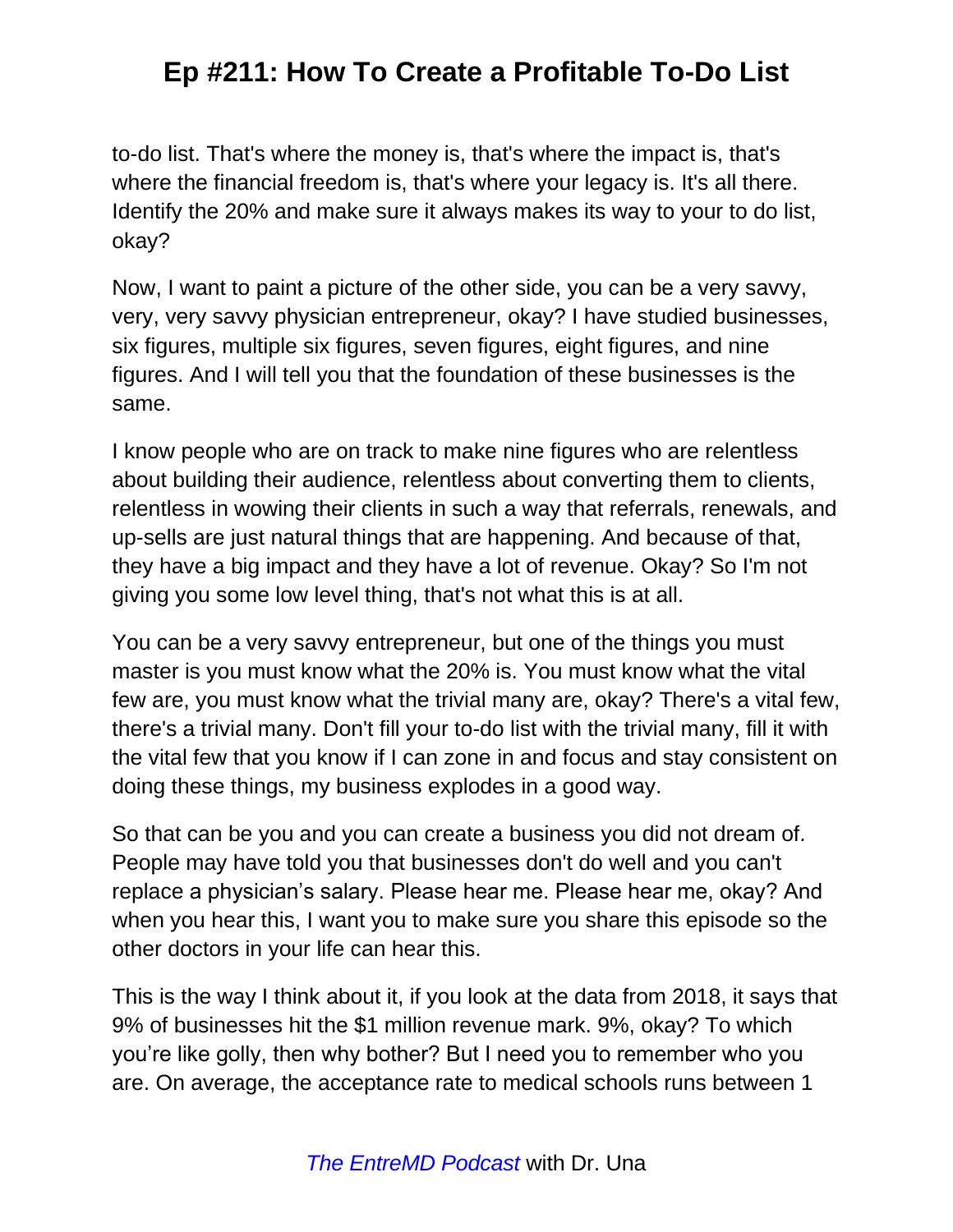to-do list. That's where the money is, that's where the impact is, that's where the financial freedom is, that's where your legacy is. It's all there. Identify the 20% and make sure it always makes its way to your to do list, okay?

Now, I want to paint a picture of the other side, you can be a very savvy, very, very savvy physician entrepreneur, okay? I have studied businesses, six figures, multiple six figures, seven figures, eight figures, and nine figures. And I will tell you that the foundation of these businesses is the same.

I know people who are on track to make nine figures who are relentless about building their audience, relentless about converting them to clients, relentless in wowing their clients in such a way that referrals, renewals, and up-sells are just natural things that are happening. And because of that, they have a big impact and they have a lot of revenue. Okay? So I'm not giving you some low level thing, that's not what this is at all.

You can be a very savvy entrepreneur, but one of the things you must master is you must know what the 20% is. You must know what the vital few are, you must know what the trivial many are, okay? There's a vital few, there's a trivial many. Don't fill your to-do list with the trivial many, fill it with the vital few that you know if I can zone in and focus and stay consistent on doing these things, my business explodes in a good way.

So that can be you and you can create a business you did not dream of. People may have told you that businesses don't do well and you can't replace a physician's salary. Please hear me. Please hear me, okay? And when you hear this, I want you to make sure you share this episode so the other doctors in your life can hear this.

This is the way I think about it, if you look at the data from 2018, it says that 9% of businesses hit the $1 million revenue mark. 9%, okay? To which you're like golly, then why bother? But I need you to remember who you are. On average, the acceptance rate to medical schools runs between 1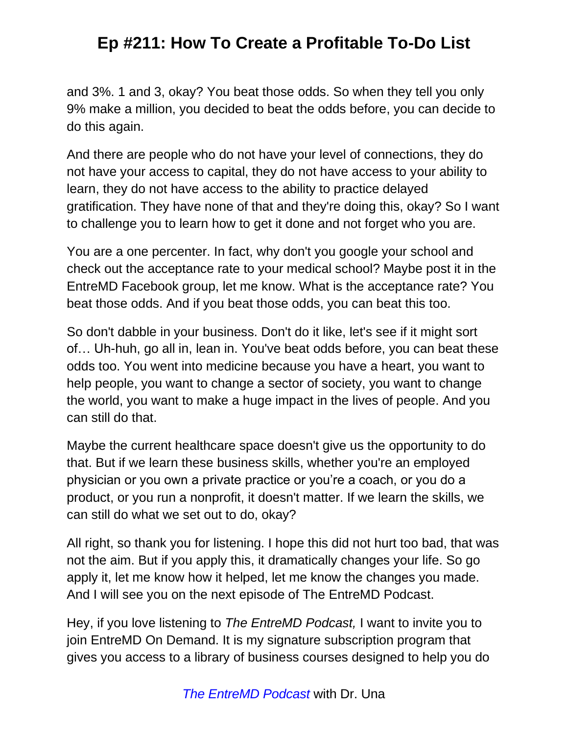and 3%. 1 and 3, okay? You beat those odds. So when they tell you only 9% make a million, you decided to beat the odds before, you can decide to do this again.

And there are people who do not have your level of connections, they do not have your access to capital, they do not have access to your ability to learn, they do not have access to the ability to practice delayed gratification. They have none of that and they're doing this, okay? So I want to challenge you to learn how to get it done and not forget who you are.

You are a one percenter. In fact, why don't you google your school and check out the acceptance rate to your medical school? Maybe post it in the EntreMD Facebook group, let me know. What is the acceptance rate? You beat those odds. And if you beat those odds, you can beat this too.

So don't dabble in your business. Don't do it like, let's see if it might sort of… Uh-huh, go all in, lean in. You've beat odds before, you can beat these odds too. You went into medicine because you have a heart, you want to help people, you want to change a sector of society, you want to change the world, you want to make a huge impact in the lives of people. And you can still do that.

Maybe the current healthcare space doesn't give us the opportunity to do that. But if we learn these business skills, whether you're an employed physician or you own a private practice or you're a coach, or you do a product, or you run a nonprofit, it doesn't matter. If we learn the skills, we can still do what we set out to do, okay?

All right, so thank you for listening. I hope this did not hurt too bad, that was not the aim. But if you apply this, it dramatically changes your life. So go apply it, let me know how it helped, let me know the changes you made. And I will see you on the next episode of The EntreMD Podcast.

Hey, if you love listening to *The EntreMD Podcast,* I want to invite you to join EntreMD On Demand. It is my signature subscription program that gives you access to a library of business courses designed to help you do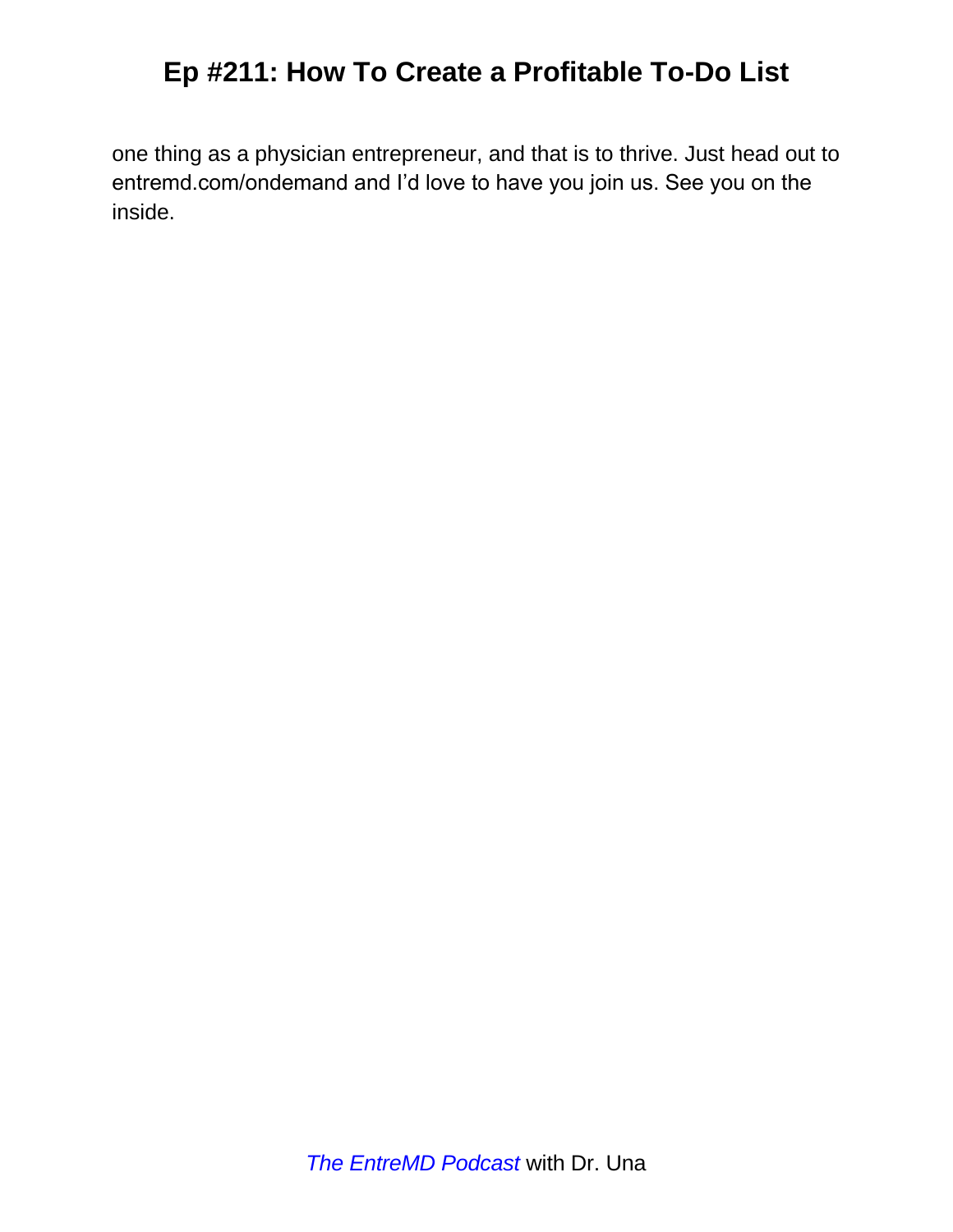one thing as a physician entrepreneur, and that is to thrive. Just head out to entremd.com/ondemand and I'd love to have you join us. See you on the inside.